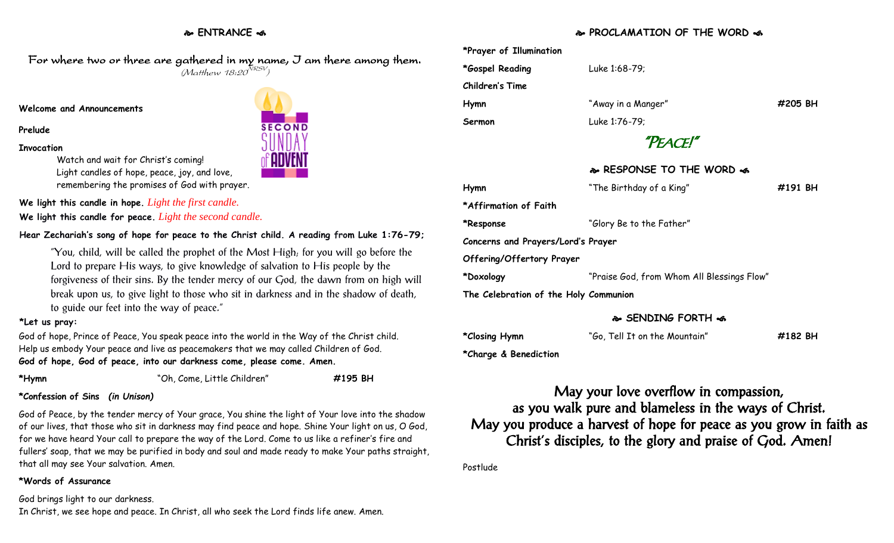## ❧ ENTRANCE ☙

For where two or three are gathered in my name, I am there among them.
*(Matthew 18:20[NRSV])*

**Welcome and Announcements**

**Prelude**

**Invocation**

Watch and wait for Christ's coming!
Light candles of hope, peace, joy, and love,
remembering the promises of God with prayer.

SECOND SUNDAY of ADVENT

**We light this candle in hope.** *Light the first candle.*
**We light this candle for peace.** *Light the second candle.*

**Hear Zechariah's song of hope for peace to the Christ child. A reading from Luke 1:76-79;**

> "You, child, will be called the prophet of the Most High; for you will go before the Lord to prepare His ways, to give knowledge of salvation to His people by the forgiveness of their sins. By the tender mercy of our God, the dawn from on high will break upon us, to give light to those who sit in darkness and in the shadow of death, to guide our feet into the way of peace."

**\*Let us pray:**

God of hope, Prince of Peace, You speak peace into the world in the Way of the Christ child. Help us embody Your peace and live as peacemakers that we may called Children of God.
**God of hope, God of peace, into our darkness come, please come. Amen.**

| | | |
|---|---|---|
| **\*Hymn** | "Oh, Come, Little Children" | **#195 BH** |

**\*Confession of Sins** ***(in Unison)***

God of Peace, by the tender mercy of Your grace, You shine the light of Your love into the shadow of our lives, that those who sit in darkness may find peace and hope. Shine Your light on us, O God, for we have heard Your call to prepare the way of the Lord. Come to us like a refiner's fire and fullers' soap, that we may be purified in body and soul and made ready to make Your paths straight, that all may see Your salvation. Amen.

**\*Words of Assurance**

God brings light to our darkness.
In Christ, we see hope and peace. In Christ, all who seek the Lord finds life anew. Amen.

## ❧ PROCLAMATION OF THE WORD ☙

| | | |
|---|---|---|
| **\*Prayer of Illumination** | | |
| **\*Gospel Reading** | Luke 1:68-79; | |
| **Children's Time** | | |
| **Hymn** | "Away in a Manger" | **#205 BH** |
| **Sermon** | Luke 1:76-79; | |

*"PEACE!"*

## ❧ RESPONSE TO THE WORD ☙

| | | |
|---|---|---|
| **Hymn** | "The Birthday of a King" | **#191 BH** |
| **\*Affirmation of Faith** | | |
| **\*Response** | "Glory Be to the Father" | |
| **Concerns and Prayers/Lord's Prayer** | | |
| **Offering/Offertory Prayer** | | |
| **\*Doxology** | "Praise God, from Whom All Blessings Flow" | |
| **The Celebration of the Holy Communion** | | |

## ❧ SENDING FORTH ☙

| | | |
|---|---|---|
| **\*Closing Hymn** | "Go, Tell It on the Mountain" | **#182 BH** |
| **\*Charge & Benediction** | | |

May your love overflow in compassion,
as you walk pure and blameless in the ways of Christ.
May you produce a harvest of hope for peace as you grow in faith as Christ's disciples, to the glory and praise of God. Amen!

Postlude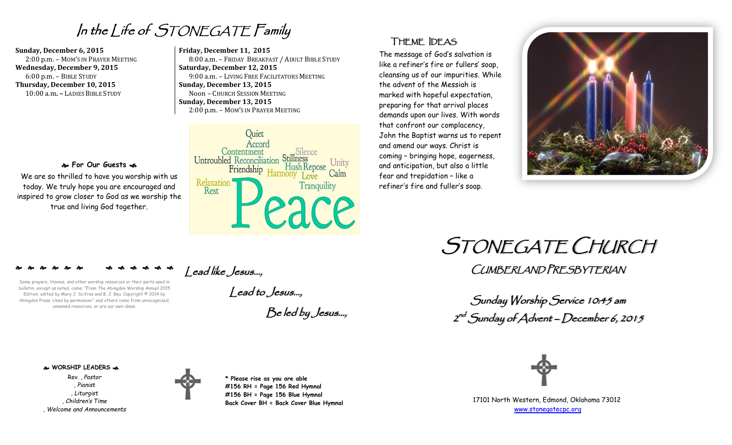# In the Life of STONEGATE Family

**Sunday, December 6, 2015**
2:00 p.m. – MOM'S IN PRAYER MEETING
**Wednesday, December 9, 2015**
6:00 p.m. – BIBLE STUDY
**Thursday, December 10, 2015**
10:00 a.m. – LADIES BIBLE STUDY

**Friday, December 11, 2015**
8:00 a.m. – FRIDAY BREAKFAST / ADULT BIBLE STUDY
**Saturday, December 12, 2015**
9:00 a.m. – LIVING FREE FACILITATORS MEETING
**Sunday, December 13, 2015**
Noon – CHURCH SESSION MEETING
**Sunday, December 13, 2015**
2:00 p.m. – MOM'S IN PRAYER MEETING

**For Our Guests**

We are so thrilled to have you worship with us today. We truly hope you are encouraged and inspired to grow closer to God as we worship the true and living God together.

Quiet
Accord
Contentment
Silence
Untroubled Reconciliation Stillness
Unity
Friendship Hush Repose
Calm
Harmony Love
Relaxation
Tranquility
Rest
Peace

Some prayers, litanies, and other worship resources or their parts used in bulletin, except as noted, come: "From The Abingdon Worship Annual 2015 Edition, edited by Mary J. Scifres and B. J. Beu. Copyright © 2014 by Abingdon Press. Used by permission." and others come from unrecognized, unnamed resources, or are our own ideas.

*Lead like Jesus…,*

*Lead to Jesus…,*

*Be led by Jesus…,*

**WORSHIP LEADERS**

Rev. , *Pastor*
, *Pianist*
, *Liturgist*
, *Children's Time*
, *Welcome and Announcements*

**\* Please rise as you are able**
**#156 RH = Page 156 Red Hymnal**
**#156 BH = Page 156 Blue Hymnal**
**Back Cover BH = Back Cover Blue Hymnal**

## THEME IDEAS

The message of God's salvation is like a refiner's fire or fullers' soap, cleansing us of our impurities. While the advent of the Messiah is marked with hopeful expectation, preparing for that arrival places demands upon our lives. With words that confront our complacency, John the Baptist warns us to repent and amend our ways. Christ is coming – bringing hope, eagerness, and anticipation, but also a little fear and trepidation – like a refiner's fire and fuller's soap.

# STONEGATE CHURCH

## CUMBERLAND PRESBYTERIAN

*Sunday Worship Service 10:45 am*

*2nd Sunday of Advent – December 6, 2015*

17101 North Western, Edmond, Oklahoma 73012
www.stonegatecpc.org